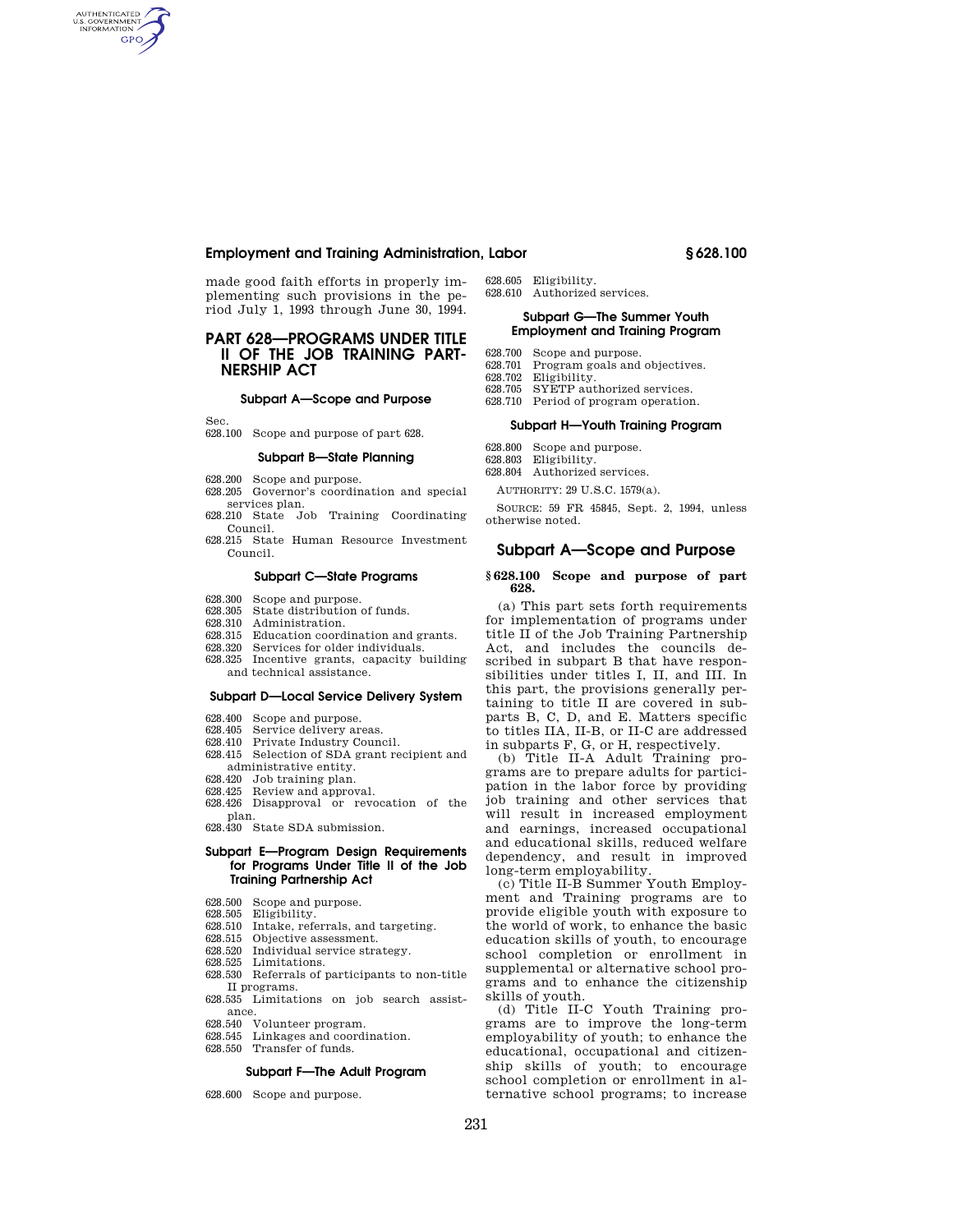made good faith efforts in properly implementing such provisions in the period July 1, 1993 through June 30, 1994.

# PART 628—PROGRAMS UNDER TITLE II OF THE JOB TRAINING PARTNERSHIP ACT

### Subpart A—Scope and Purpose

Sec.
628.100 Scope and purpose of part 628.

### Subpart B—State Planning

628.200 Scope and purpose.
628.205 Governor's coordination and special services plan.
628.210 State Job Training Coordinating Council.
628.215 State Human Resource Investment Council.

### Subpart C—State Programs

628.300 Scope and purpose.
628.305 State distribution of funds.
628.310 Administration.
628.315 Education coordination and grants.
628.320 Services for older individuals.
628.325 Incentive grants, capacity building and technical assistance.

### Subpart D—Local Service Delivery System

628.400 Scope and purpose.
628.405 Service delivery areas.
628.410 Private Industry Council.
628.415 Selection of SDA grant recipient and administrative entity.
628.420 Job training plan.
628.425 Review and approval.
628.426 Disapproval or revocation of the plan.
628.430 State SDA submission.

### Subpart E—Program Design Requirements for Programs Under Title II of the Job Training Partnership Act

628.500 Scope and purpose.
628.505 Eligibility.
628.510 Intake, referrals, and targeting.
628.515 Objective assessment.
628.520 Individual service strategy.
628.525 Limitations.
628.530 Referrals of participants to non-title II programs.
628.535 Limitations on job search assistance.
628.540 Volunteer program.
628.545 Linkages and coordination.
628.550 Transfer of funds.

### Subpart F—The Adult Program

628.600 Scope and purpose.
628.605 Eligibility.
628.610 Authorized services.

### Subpart G—The Summer Youth Employment and Training Program

628.700 Scope and purpose.
628.701 Program goals and objectives.
628.702 Eligibility.
628.705 SYETP authorized services.
628.710 Period of program operation.

### Subpart H—Youth Training Program

628.800 Scope and purpose.
628.803 Eligibility.
628.804 Authorized services.

AUTHORITY: 29 U.S.C. 1579(a).

SOURCE: 59 FR 45845, Sept. 2, 1994, unless otherwise noted.

## Subpart A—Scope and Purpose

### § 628.100 Scope and purpose of part 628.

(a) This part sets forth requirements for implementation of programs under title II of the Job Training Partnership Act, and includes the councils described in subpart B that have responsibilities under titles I, II, and III. In this part, the provisions generally pertaining to title II are covered in subparts B, C, D, and E. Matters specific to titles IIA, II-B, or II-C are addressed in subparts F, G, or H, respectively.

(b) Title II-A Adult Training programs are to prepare adults for participation in the labor force by providing job training and other services that will result in increased employment and earnings, increased occupational and educational skills, reduced welfare dependency, and result in improved long-term employability.

(c) Title II-B Summer Youth Employment and Training programs are to provide eligible youth with exposure to the world of work, to enhance the basic education skills of youth, to encourage school completion or enrollment in supplemental or alternative school programs and to enhance the citizenship skills of youth.

(d) Title II-C Youth Training programs are to improve the long-term employability of youth; to enhance the educational, occupational and citizenship skills of youth; to encourage school completion or enrollment in alternative school programs; to increase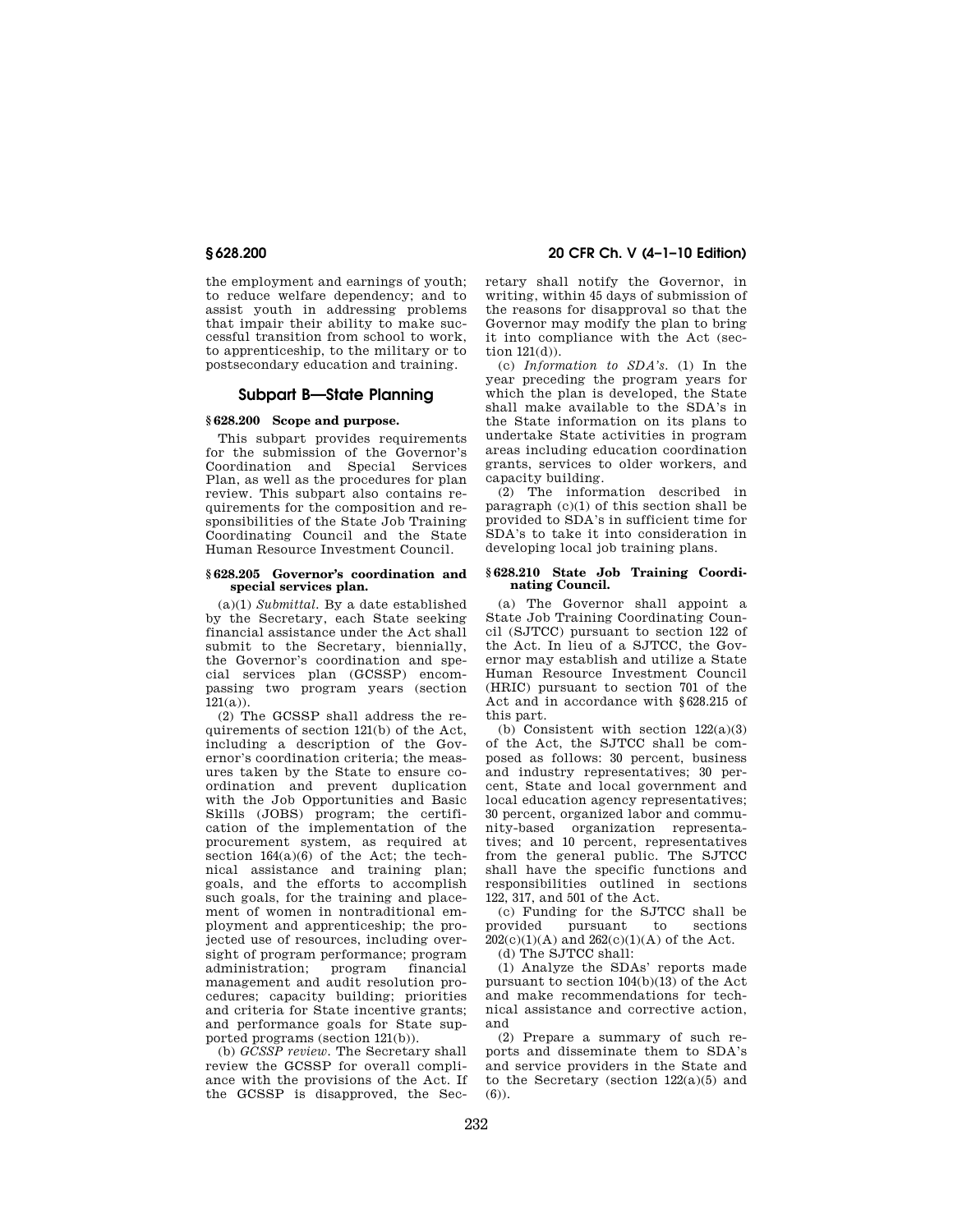the employment and earnings of youth; to reduce welfare dependency; and to assist youth in addressing problems that impair their ability to make successful transition from school to work, to apprenticeship, to the military or to postsecondary education and training.

## Subpart B—State Planning

### § 628.200 Scope and purpose.

This subpart provides requirements for the submission of the Governor's Coordination and Special Services Plan, as well as the procedures for plan review. This subpart also contains requirements for the composition and responsibilities of the State Job Training Coordinating Council and the State Human Resource Investment Council.

### § 628.205 Governor's coordination and special services plan.

(a)(1) *Submittal.* By a date established by the Secretary, each State seeking financial assistance under the Act shall submit to the Secretary, biennially, the Governor's coordination and special services plan (GCSSP) encompassing two program years (section 121(a)).

(2) The GCSSP shall address the requirements of section 121(b) of the Act, including a description of the Governor's coordination criteria; the measures taken by the State to ensure coordination and prevent duplication with the Job Opportunities and Basic Skills (JOBS) program; the certification of the implementation of the procurement system, as required at section 164(a)(6) of the Act; the technical assistance and training plan; goals, and the efforts to accomplish such goals, for the training and placement of women in nontraditional employment and apprenticeship; the projected use of resources, including oversight of program performance; program administration; program financial management and audit resolution procedures; capacity building; priorities and criteria for State incentive grants; and performance goals for State supported programs (section 121(b)).

(b) *GCSSP review.* The Secretary shall review the GCSSP for overall compliance with the provisions of the Act. If the GCSSP is disapproved, the Secretary shall notify the Governor, in writing, within 45 days of submission of the reasons for disapproval so that the Governor may modify the plan to bring it into compliance with the Act (section 121(d)).

(c) *Information to SDA's.* (1) In the year preceding the program years for which the plan is developed, the State shall make available to the SDA's in the State information on its plans to undertake State activities in program areas including education coordination grants, services to older workers, and capacity building.

(2) The information described in paragraph (c)(1) of this section shall be provided to SDA's in sufficient time for SDA's to take it into consideration in developing local job training plans.

### § 628.210 State Job Training Coordinating Council.

(a) The Governor shall appoint a State Job Training Coordinating Council (SJTCC) pursuant to section 122 of the Act. In lieu of a SJTCC, the Governor may establish and utilize a State Human Resource Investment Council (HRIC) pursuant to section 701 of the Act and in accordance with § 628.215 of this part.

(b) Consistent with section 122(a)(3) of the Act, the SJTCC shall be composed as follows: 30 percent, business and industry representatives; 30 percent, State and local government and local education agency representatives; 30 percent, organized labor and community-based organization representatives; and 10 percent, representatives from the general public. The SJTCC shall have the specific functions and responsibilities outlined in sections 122, 317, and 501 of the Act.

(c) Funding for the SJTCC shall be provided pursuant to sections 202(c)(1)(A) and 262(c)(1)(A) of the Act.

(d) The SJTCC shall:

(1) Analyze the SDAs' reports made pursuant to section 104(b)(13) of the Act and make recommendations for technical assistance and corrective action, and

(2) Prepare a summary of such reports and disseminate them to SDA's and service providers in the State and to the Secretary (section 122(a)(5) and (6)).